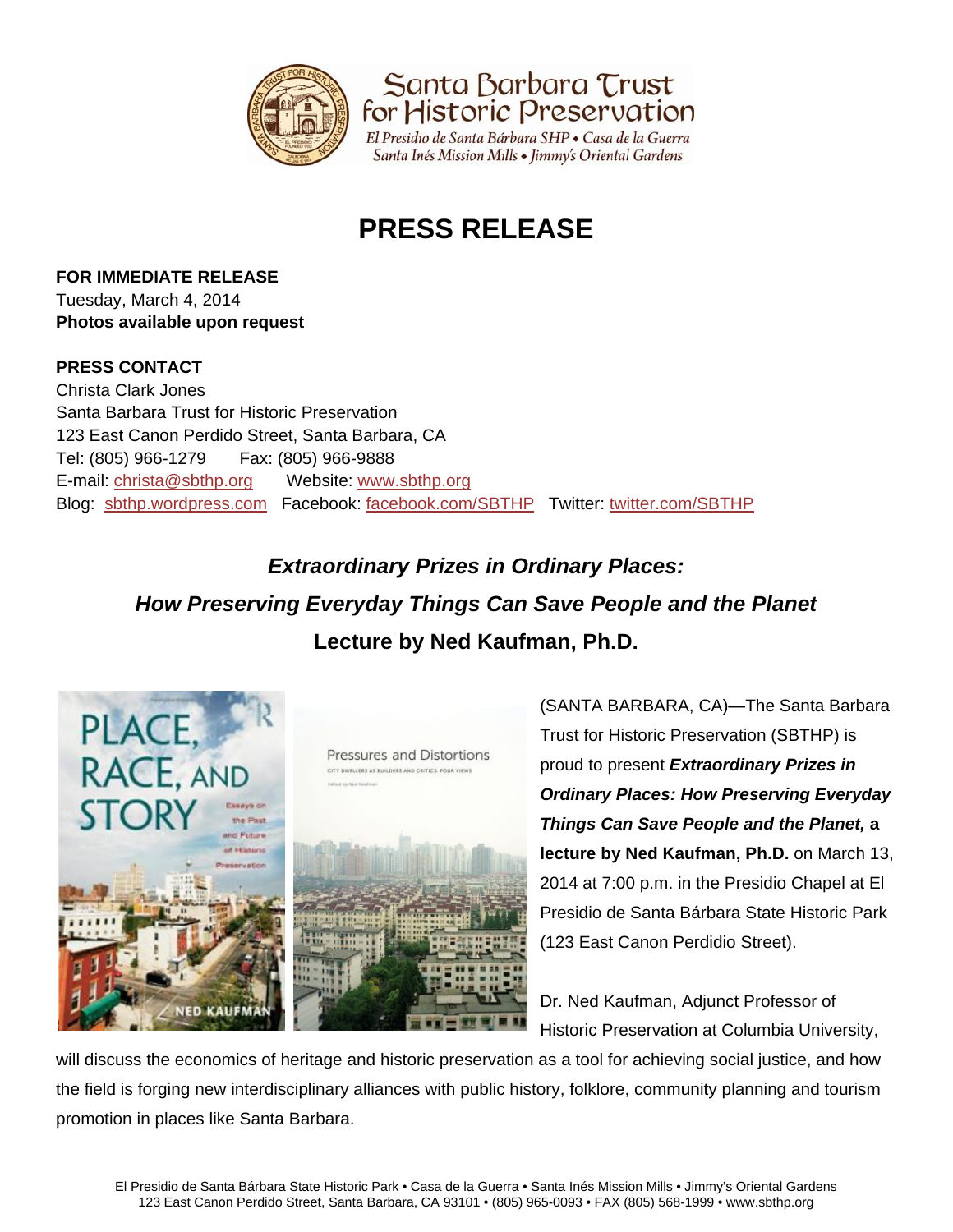Santa Barbara Trust for Historic Preservation

El Presidio de Santa Bárbara SHP • Casa de la Guerra
Santa Inés Mission Mills • Jimmy's Oriental Gardens

# PRESS RELEASE

**FOR IMMEDIATE RELEASE**
Tuesday, March 4, 2014
**Photos available upon request**

**PRESS CONTACT**
Christa Clark Jones
Santa Barbara Trust for Historic Preservation
123 East Canon Perdido Street, Santa Barbara, CA
Tel: (805) 966-1279 Fax: (805) 966-9888
E-mail: christa@sbthp.org Website: www.sbthp.org
Blog: sbthp.wordpress.com Facebook: facebook.com/SBTHP Twitter: twitter.com/SBTHP

## *Extraordinary Prizes in Ordinary Places: How Preserving Everyday Things Can Save People and the Planet*
## Lecture by Ned Kaufman, Ph.D.

(SANTA BARBARA, CA)—The Santa Barbara Trust for Historic Preservation (SBTHP) is proud to present ***Extraordinary Prizes in Ordinary Places: How Preserving Everyday Things Can Save People and the Planet,* a lecture by Ned Kaufman, Ph.D.** on March 13, 2014 at 7:00 p.m. in the Presidio Chapel at El Presidio de Santa Bárbara State Historic Park (123 East Canon Perdidio Street).

Dr. Ned Kaufman, Adjunct Professor of Historic Preservation at Columbia University, will discuss the economics of heritage and historic preservation as a tool for achieving social justice, and how the field is forging new interdisciplinary alliances with public history, folklore, community planning and tourism promotion in places like Santa Barbara.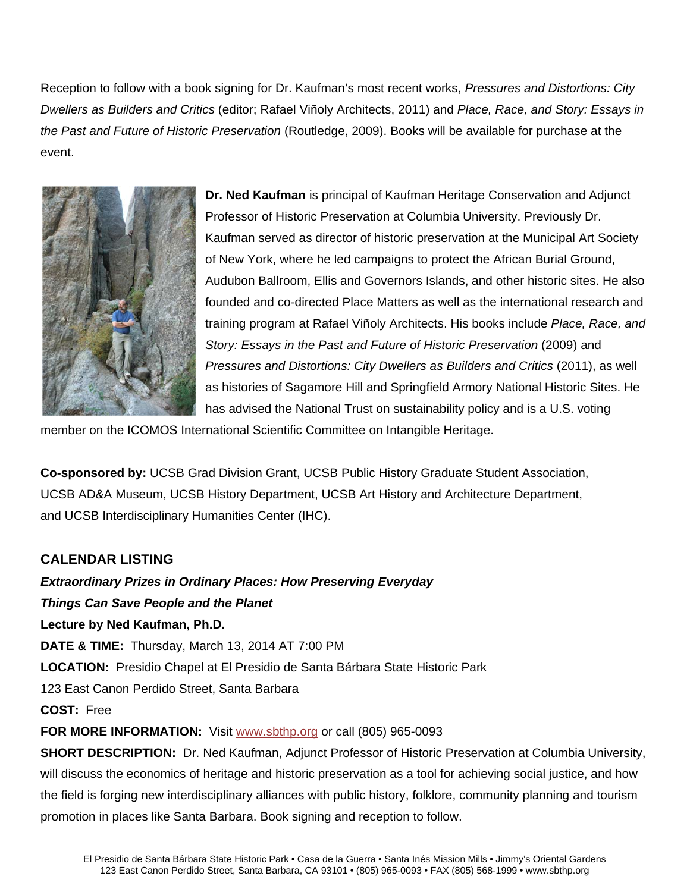Reception to follow with a book signing for Dr. Kaufman's most recent works, *Pressures and Distortions: City Dwellers as Builders and Critics* (editor; Rafael Viñoly Architects, 2011) and *Place, Race, and Story: Essays in the Past and Future of Historic Preservation* (Routledge, 2009). Books will be available for purchase at the event.

**Dr. Ned Kaufman** is principal of Kaufman Heritage Conservation and Adjunct Professor of Historic Preservation at Columbia University. Previously Dr. Kaufman served as director of historic preservation at the Municipal Art Society of New York, where he led campaigns to protect the African Burial Ground, Audubon Ballroom, Ellis and Governors Islands, and other historic sites. He also founded and co-directed Place Matters as well as the international research and training program at Rafael Viñoly Architects. His books include *Place, Race, and Story: Essays in the Past and Future of Historic Preservation* (2009) and *Pressures and Distortions: City Dwellers as Builders and Critics* (2011), as well as histories of Sagamore Hill and Springfield Armory National Historic Sites. He has advised the National Trust on sustainability policy and is a U.S. voting member on the ICOMOS International Scientific Committee on Intangible Heritage.

**Co-sponsored by:** UCSB Grad Division Grant, UCSB Public History Graduate Student Association, UCSB AD&A Museum, UCSB History Department, UCSB Art History and Architecture Department, and UCSB Interdisciplinary Humanities Center (IHC).

## CALENDAR LISTING

***Extraordinary Prizes in Ordinary Places: How Preserving Everyday Things Can Save People and the Planet***

**Lecture by Ned Kaufman, Ph.D.**

**DATE & TIME:** Thursday, March 13, 2014 AT 7:00 PM

**LOCATION:** Presidio Chapel at El Presidio de Santa Bárbara State Historic Park

123 East Canon Perdido Street, Santa Barbara

**COST:** Free

**FOR MORE INFORMATION:** Visit www.sbthp.org or call (805) 965-0093

**SHORT DESCRIPTION:** Dr. Ned Kaufman, Adjunct Professor of Historic Preservation at Columbia University, will discuss the economics of heritage and historic preservation as a tool for achieving social justice, and how the field is forging new interdisciplinary alliances with public history, folklore, community planning and tourism promotion in places like Santa Barbara. Book signing and reception to follow.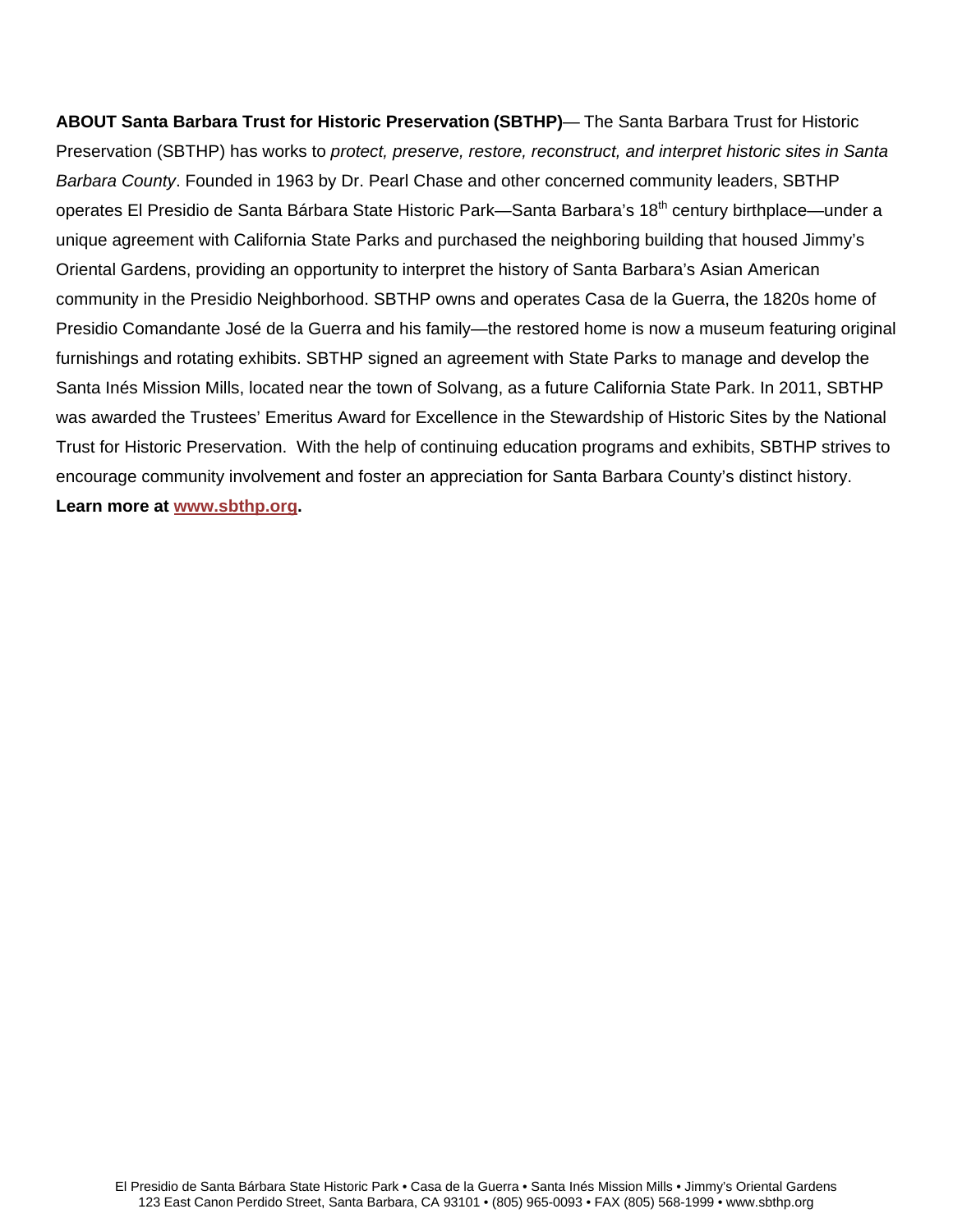**ABOUT Santa Barbara Trust for Historic Preservation (SBTHP)**— The Santa Barbara Trust for Historic Preservation (SBTHP) has works to *protect, preserve, restore, reconstruct, and interpret historic sites in Santa Barbara County*. Founded in 1963 by Dr. Pearl Chase and other concerned community leaders, SBTHP operates El Presidio de Santa Bárbara State Historic Park—Santa Barbara's 18th century birthplace—under a unique agreement with California State Parks and purchased the neighboring building that housed Jimmy's Oriental Gardens, providing an opportunity to interpret the history of Santa Barbara's Asian American community in the Presidio Neighborhood. SBTHP owns and operates Casa de la Guerra, the 1820s home of Presidio Comandante José de la Guerra and his family—the restored home is now a museum featuring original furnishings and rotating exhibits. SBTHP signed an agreement with State Parks to manage and develop the Santa Inés Mission Mills, located near the town of Solvang, as a future California State Park. In 2011, SBTHP was awarded the Trustees' Emeritus Award for Excellence in the Stewardship of Historic Sites by the National Trust for Historic Preservation. With the help of continuing education programs and exhibits, SBTHP strives to encourage community involvement and foster an appreciation for Santa Barbara County's distinct history. **Learn more at [www.sbthp.org](http://www.sbthp.org).**